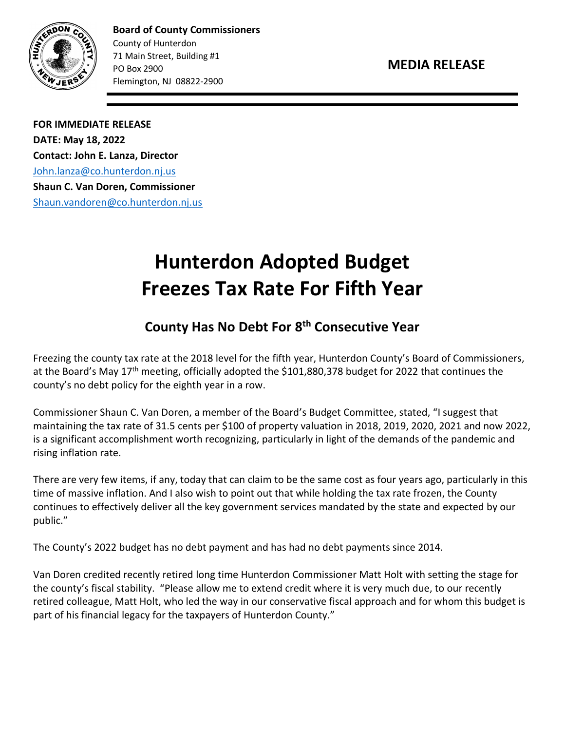**Board of County Commissioners**
County of Hunterdon
71 Main Street, Building #1
PO Box 2900
Flemington, NJ 08822-2900

**MEDIA RELEASE**

**FOR IMMEDIATE RELEASE**
**DATE: May 18, 2022**
**Contact: John E. Lanza, Director**
John.lanza@co.hunterdon.nj.us
**Shaun C. Van Doren, Commissioner**
Shaun.vandoren@co.hunterdon.nj.us

# Hunterdon Adopted Budget Freezes Tax Rate For Fifth Year

## County Has No Debt For 8th Consecutive Year

Freezing the county tax rate at the 2018 level for the fifth year, Hunterdon County's Board of Commissioners, at the Board's May 17th meeting, officially adopted the $101,880,378 budget for 2022 that continues the county's no debt policy for the eighth year in a row.

Commissioner Shaun C. Van Doren, a member of the Board's Budget Committee, stated, "I suggest that maintaining the tax rate of 31.5 cents per $100 of property valuation in 2018, 2019, 2020, 2021 and now 2022, is a significant accomplishment worth recognizing, particularly in light of the demands of the pandemic and rising inflation rate.

There are very few items, if any, today that can claim to be the same cost as four years ago, particularly in this time of massive inflation. And I also wish to point out that while holding the tax rate frozen, the County continues to effectively deliver all the key government services mandated by the state and expected by our public."

The County's 2022 budget has no debt payment and has had no debt payments since 2014.

Van Doren credited recently retired long time Hunterdon Commissioner Matt Holt with setting the stage for the county's fiscal stability. "Please allow me to extend credit where it is very much due, to our recently retired colleague, Matt Holt, who led the way in our conservative fiscal approach and for whom this budget is part of his financial legacy for the taxpayers of Hunterdon County."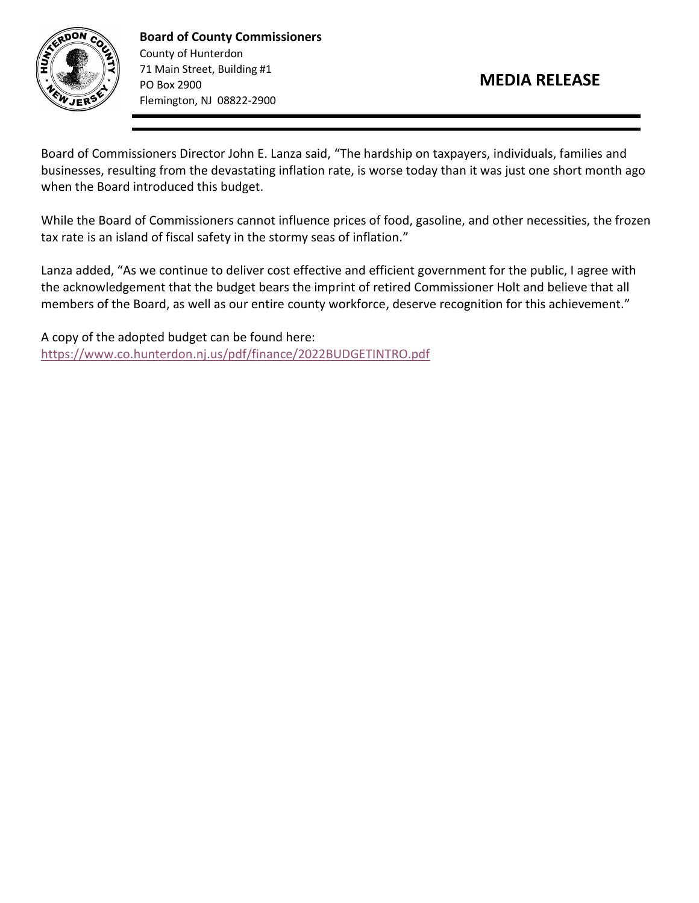**Board of County Commissioners**
County of Hunterdon
71 Main Street, Building #1
PO Box 2900
Flemington, NJ 08822-2900

## MEDIA RELEASE

Board of Commissioners Director John E. Lanza said, "The hardship on taxpayers, individuals, families and businesses, resulting from the devastating inflation rate, is worse today than it was just one short month ago when the Board introduced this budget.

While the Board of Commissioners cannot influence prices of food, gasoline, and other necessities, the frozen tax rate is an island of fiscal safety in the stormy seas of inflation."

Lanza added, "As we continue to deliver cost effective and efficient government for the public, I agree with the acknowledgement that the budget bears the imprint of retired Commissioner Holt and believe that all members of the Board, as well as our entire county workforce, deserve recognition for this achievement."

A copy of the adopted budget can be found here:
https://www.co.hunterdon.nj.us/pdf/finance/2022BUDGETINTRO.pdf